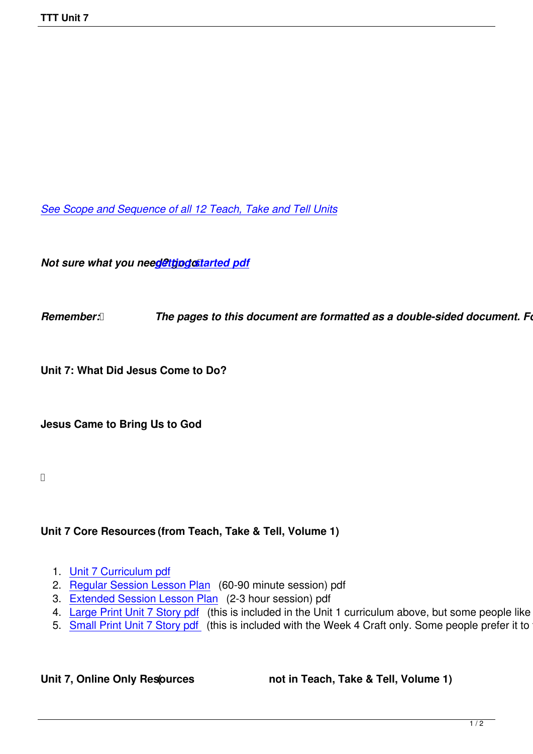*See Scope and Sequence of all 12 Teach, Take and Tell Units*

***Not sure what you need? go to getting started pdf***

***Remember: The pages to this document are formatted as a double-sided document. Fo***

**Unit 7: What Did Jesus Come to Do?**

**Jesus Came to Bring Us to God**

**Unit 7 Core Resources (from Teach, Take & Tell, Volume 1)**

1. Unit 7 Curriculum pdf
2. Regular Session Lesson Plan (60-90 minute session) pdf
3. Extended Session Lesson Plan (2-3 hour session) pdf
4. Large Print Unit 7 Story pdf (this is included in the Unit 1 curriculum above, but some people like
5. Small Print Unit 7 Story pdf (this is included with the Week 4 Craft only. Some people prefer it to

**Unit 7, Online Only Resources (not in Teach, Take & Tell, Volume 1)**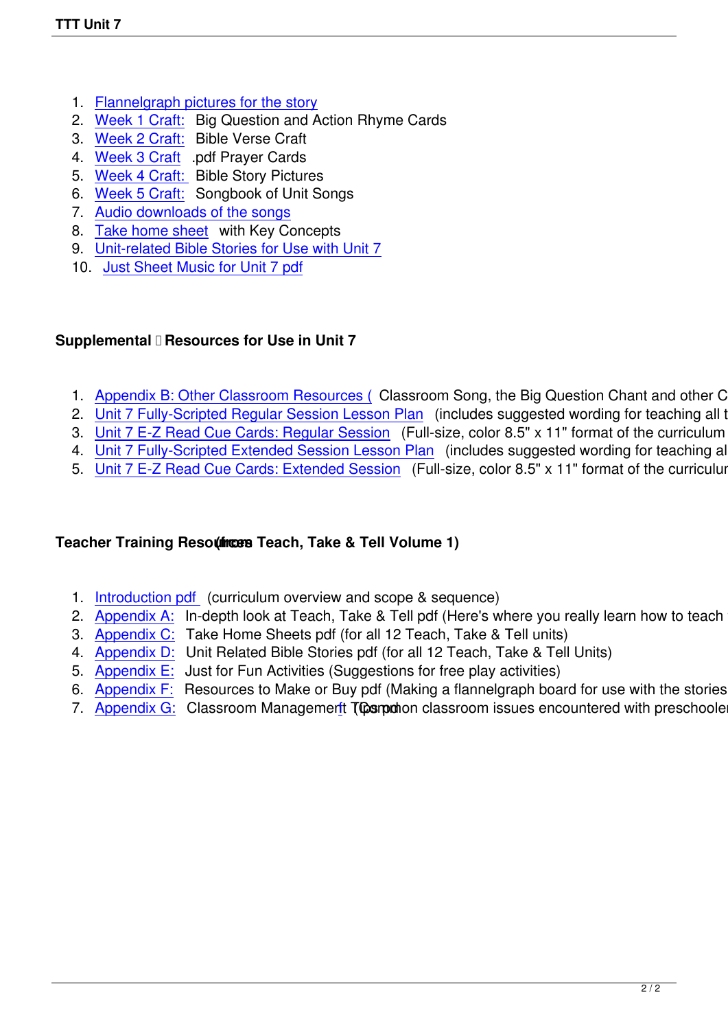1. Flannelgraph pictures for the story
2. Week 1 Craft: Big Question and Action Rhyme Cards
3. Week 2 Craft: Bible Verse Craft
4. Week 3 Craft .pdf Prayer Cards
5. Week 4 Craft: Bible Story Pictures
6. Week 5 Craft: Songbook of Unit Songs
7. Audio downloads of the songs
8. Take home sheet with Key Concepts
9. Unit-related Bible Stories for Use with Unit 7
10. Just Sheet Music for Unit 7 pdf

### Supplemental Resources for Use in Unit 7

1. Appendix B: Other Classroom Resources ( Classroom Song, the Big Question Chant and other C
2. Unit 7 Fully-Scripted Regular Session Lesson Plan (includes suggested wording for teaching all t
3. Unit 7 E-Z Read Cue Cards: Regular Session (Full-size, color 8.5" x 11" format of the curriculum
4. Unit 7 Fully-Scripted Extended Session Lesson Plan (includes suggested wording for teaching al
5. Unit 7 E-Z Read Cue Cards: Extended Session (Full-size, color 8.5" x 11" format of the curriculur

### Teacher Training Resources (from Teach, Take & Tell Volume 1)

1. Introduction pdf (curriculum overview and scope & sequence)
2. Appendix A: In-depth look at Teach, Take & Tell pdf (Here's where you really learn how to teach
3. Appendix C: Take Home Sheets pdf (for all 12 Teach, Take & Tell units)
4. Appendix D: Unit Related Bible Stories pdf (for all 12 Teach, Take & Tell Units)
5. Appendix E: Just for Fun Activities (Suggestions for free play activities)
6. Appendix F: Resources to Make or Buy pdf (Making a flannelgraph board for use with the stories
7. Appendix G: Classroom Management Tips pdf (Common classroom issues encountered with preschooler